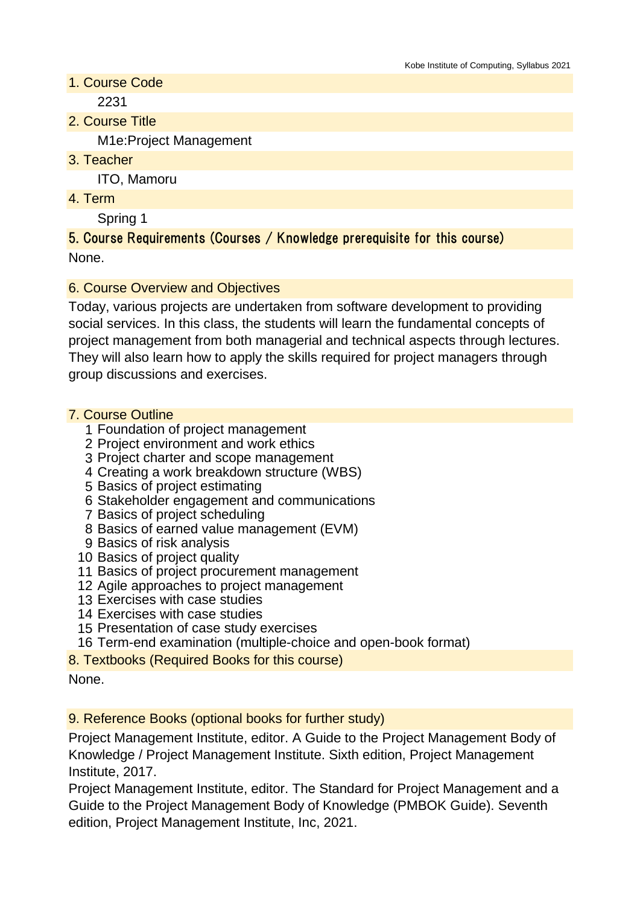## 1. Course Code

2231

## 2. Course Title

M1e:Project Management

## 3. Teacher

ITO, Mamoru

## 4. Term

Spring 1

## 5. Course Requirements (Courses / Knowledge prerequisite for this course)

None.

## 6. Course Overview and Objectives

Today, various projects are undertaken from software development to providing social services. In this class, the students will learn the fundamental concepts of project management from both managerial and technical aspects through lectures. They will also learn how to apply the skills required for project managers through group discussions and exercises.

## 7. Course Outline

1. Foundation of project management
2. Project environment and work ethics
3. Project charter and scope management
4. Creating a work breakdown structure (WBS)
5. Basics of project estimating
6. Stakeholder engagement and communications
7. Basics of project scheduling
8. Basics of earned value management (EVM)
9. Basics of risk analysis
10. Basics of project quality
11. Basics of project procurement management
12. Agile approaches to project management
13. Exercises with case studies
14. Exercises with case studies
15. Presentation of case study exercises
16. Term-end examination (multiple-choice and open-book format)

## 8. Textbooks (Required Books for this course)

None.

## 9. Reference Books (optional books for further study)

Project Management Institute, editor. A Guide to the Project Management Body of Knowledge / Project Management Institute. Sixth edition, Project Management Institute, 2017.

Project Management Institute, editor. The Standard for Project Management and a Guide to the Project Management Body of Knowledge (PMBOK Guide). Seventh edition, Project Management Institute, Inc, 2021.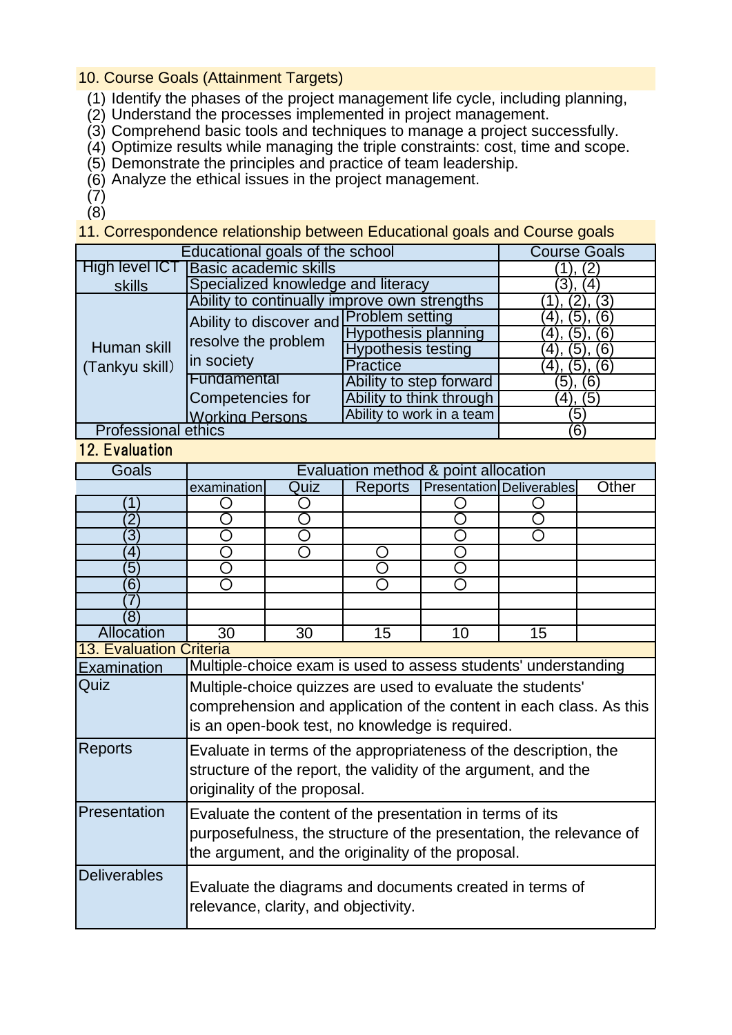## 10. Course Goals (Attainment Targets)

(1) Identify the phases of the project management life cycle, including planning,
(2) Understand the processes implemented in project management.
(3) Comprehend basic tools and techniques to manage a project successfully.
(4) Optimize results while managing the triple constraints: cost, time and scope.
(5) Demonstrate the principles and practice of team leadership.
(6) Analyze the ethical issues in the project management.
(7)
(8)

## 11. Correspondence relationship between Educational goals and Course goals

| Educational goals of the school | | | Course Goals |
|---|---|---|---|
| High level ICT skills | Basic academic skills | | (1), (2) |
| | Specialized knowledge and literacy | | (3), (4) |
| Human skill (Tankyu skill) | Ability to continually improve own strengths | | (1), (2), (3) |
| | Ability to discover and resolve the problem in society | Problem setting | (4), (5), (6) |
| | | Hypothesis planning | (4), (5), (6) |
| | | Hypothesis testing | (4), (5), (6) |
| | | Practice | (4), (5), (6) |
| | Fundamental Competencies for Working Persons | Ability to step forward | (5), (6) |
| | | Ability to think through | (4), (5) |
| | | Ability to work in a team | (5) |
| Professional ethics | | | (6) |

## 12. Evaluation

| Goals | Evaluation method & point allocation | | | | | |
|---|---|---|---|---|---|---|
| | examination | Quiz | Reports | Presentation | Deliverables | Other |
| (1) | ○ | ○ | | ○ | ○ | |
| (2) | ○ | ○ | | ○ | ○ | |
| (3) | ○ | ○ | | ○ | ○ | |
| (4) | ○ | ○ | ○ | ○ | | |
| (5) | ○ | | ○ | ○ | | |
| (6) | ○ | | ○ | ○ | | |
| (7) | | | | | | |
| (8) | | | | | | |
| Allocation | 30 | 30 | 15 | 10 | 15 | |

## 13. Evaluation Criteria

| | |
|---|---|
| Examination | Multiple-choice exam is used to assess students' understanding |
| Quiz | Multiple-choice quizzes are used to evaluate the students' comprehension and application of the content in each class. As this is an open-book test, no knowledge is required. |
| Reports | Evaluate in terms of the appropriateness of the description, the structure of the report, the validity of the argument, and the originality of the proposal. |
| Presentation | Evaluate the content of the presentation in terms of its purposefulness, the structure of the presentation, the relevance of the argument, and the originality of the proposal. |
| Deliverables | Evaluate the diagrams and documents created in terms of relevance, clarity, and objectivity. |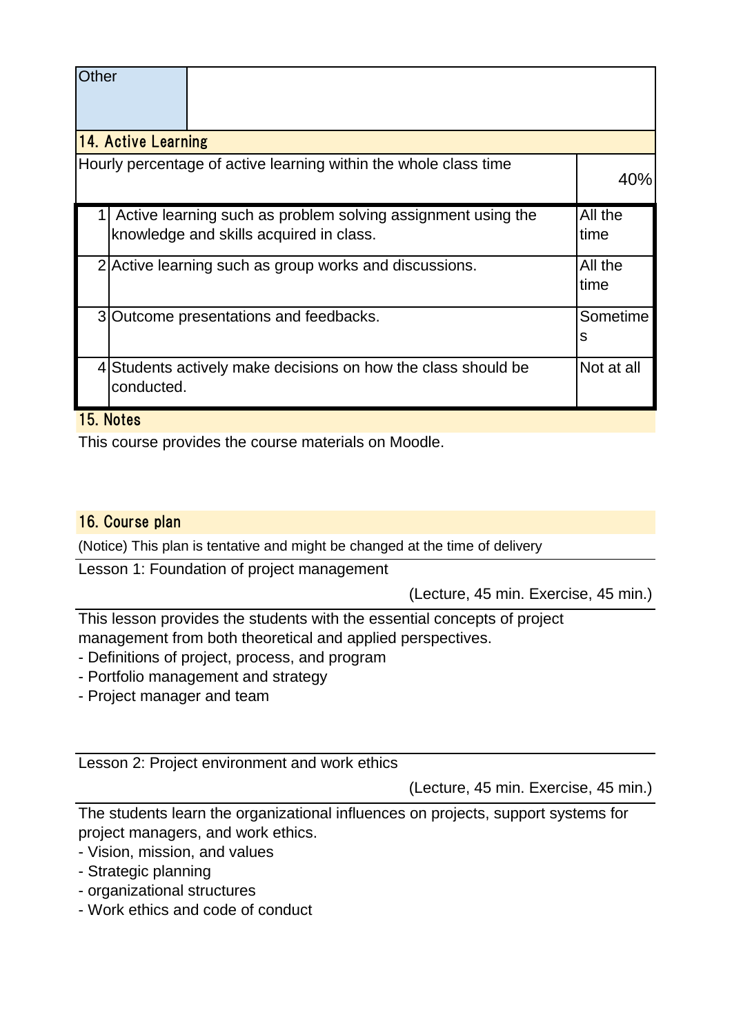| Other | |
|---|---|

## 14. Active Learning

| Hourly percentage of active learning within the whole class time | 40% |
|---|---|

| | | |
|---|---|---|
| 1 | Active learning such as problem solving assignment using the knowledge and skills acquired in class. | All the time |
| 2 | Active learning such as group works and discussions. | All the time |
| 3 | Outcome presentations and feedbacks. | Sometimes |
| 4 | Students actively make decisions on how the class should be conducted. | Not at all |

## 15. Notes

This course provides the course materials on Moodle.

## 16. Course plan

(Notice) This plan is tentative and might be changed at the time of delivery

Lesson 1: Foundation of project management

(Lecture, 45 min. Exercise, 45 min.)

This lesson provides the students with the essential concepts of project management from both theoretical and applied perspectives.
- Definitions of project, process, and program
- Portfolio management and strategy
- Project manager and team

Lesson 2: Project environment and work ethics

(Lecture, 45 min. Exercise, 45 min.)

The students learn the organizational influences on projects, support systems for project managers, and work ethics.
- Vision, mission, and values
- Strategic planning
- organizational structures
- Work ethics and code of conduct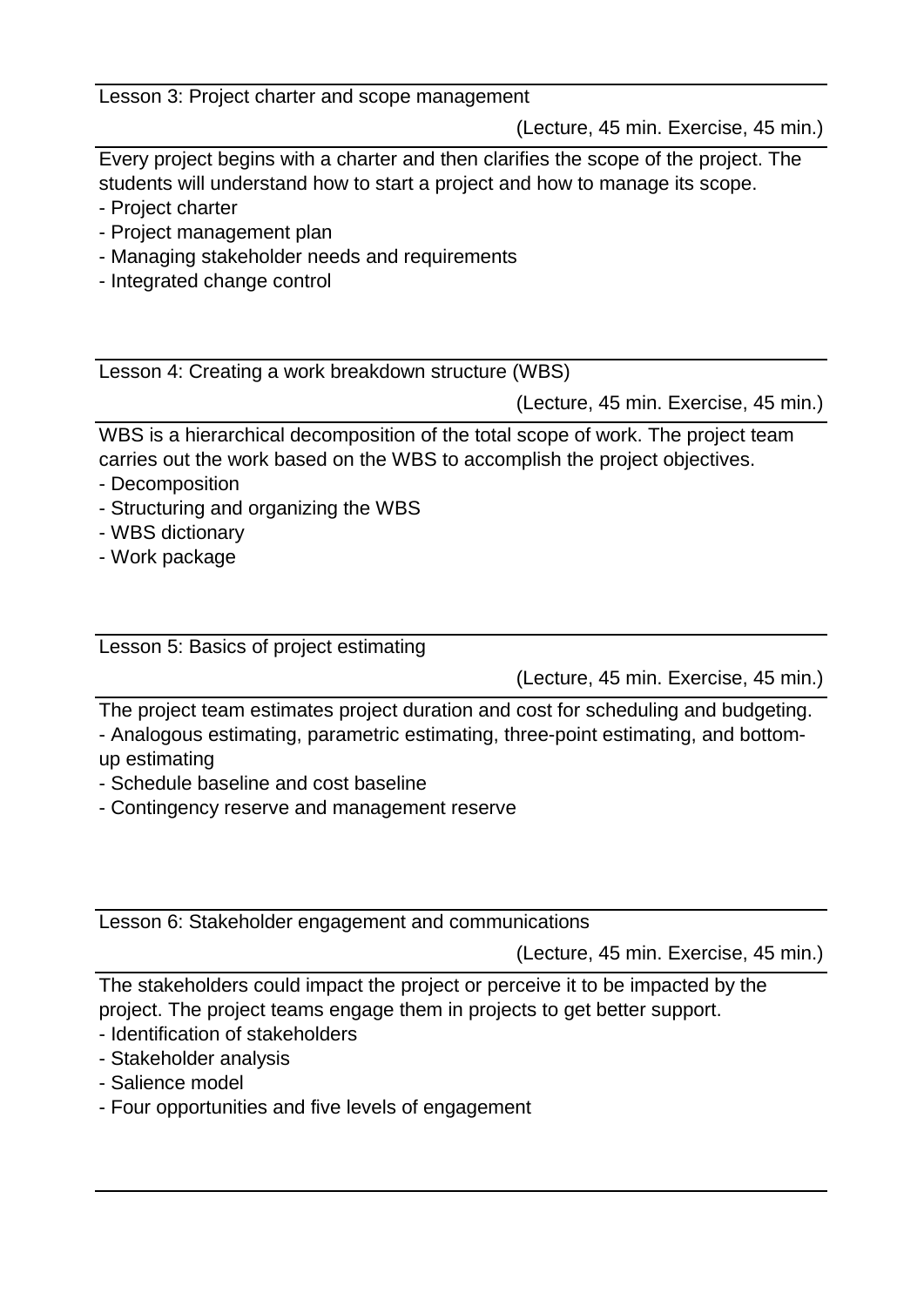Lesson 3: Project charter and scope management

(Lecture, 45 min. Exercise, 45 min.)

Every project begins with a charter and then clarifies the scope of the project. The students will understand how to start a project and how to manage its scope.

- Project charter
- Project management plan
- Managing stakeholder needs and requirements
- Integrated change control

Lesson 4: Creating a work breakdown structure (WBS)

(Lecture, 45 min. Exercise, 45 min.)

WBS is a hierarchical decomposition of the total scope of work. The project team carries out the work based on the WBS to accomplish the project objectives.

- Decomposition
- Structuring and organizing the WBS
- WBS dictionary
- Work package

Lesson 5: Basics of project estimating

(Lecture, 45 min. Exercise, 45 min.)

The project team estimates project duration and cost for scheduling and budgeting.

- Analogous estimating, parametric estimating, three-point estimating, and bottom-up estimating
- Schedule baseline and cost baseline
- Contingency reserve and management reserve

Lesson 6: Stakeholder engagement and communications

(Lecture, 45 min. Exercise, 45 min.)

The stakeholders could impact the project or perceive it to be impacted by the project. The project teams engage them in projects to get better support.

- Identification of stakeholders
- Stakeholder analysis
- Salience model
- Four opportunities and five levels of engagement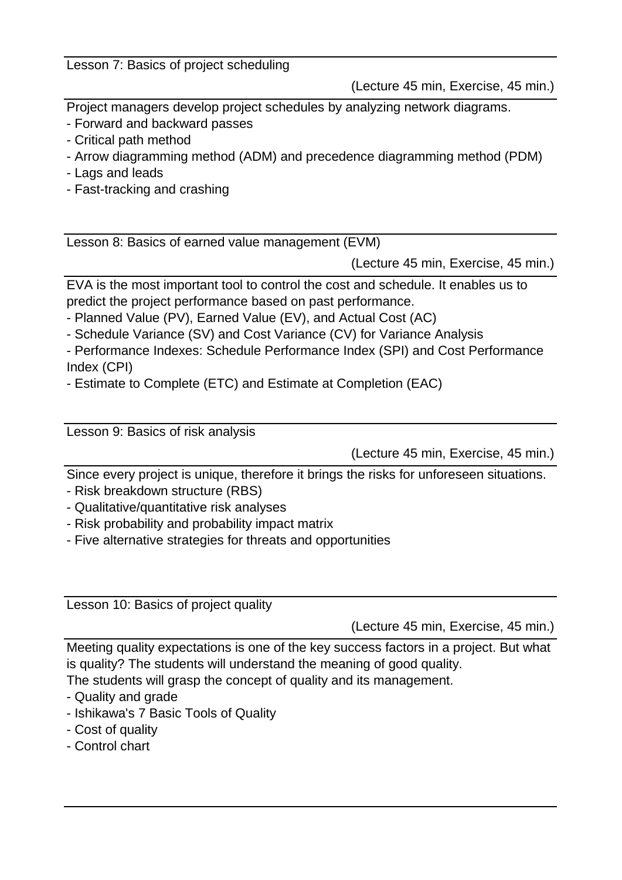Lesson 7: Basics of project scheduling

(Lecture 45 min, Exercise, 45 min.)

Project managers develop project schedules by analyzing network diagrams.
- Forward and backward passes
- Critical path method
- Arrow diagramming method (ADM) and precedence diagramming method (PDM)
- Lags and leads
- Fast-tracking and crashing

Lesson 8: Basics of earned value management (EVM)

(Lecture 45 min, Exercise, 45 min.)

EVA is the most important tool to control the cost and schedule. It enables us to predict the project performance based on past performance.
- Planned Value (PV), Earned Value (EV), and Actual Cost (AC)
- Schedule Variance (SV) and Cost Variance (CV) for Variance Analysis
- Performance Indexes: Schedule Performance Index (SPI) and Cost Performance Index (CPI)
- Estimate to Complete (ETC) and Estimate at Completion (EAC)

Lesson 9: Basics of risk analysis

(Lecture 45 min, Exercise, 45 min.)

Since every project is unique, therefore it brings the risks for unforeseen situations.
- Risk breakdown structure (RBS)
- Qualitative/quantitative risk analyses
- Risk probability and probability impact matrix
- Five alternative strategies for threats and opportunities

Lesson 10: Basics of project quality

(Lecture 45 min, Exercise, 45 min.)

Meeting quality expectations is one of the key success factors in a project. But what is quality? The students will understand the meaning of good quality.
The students will grasp the concept of quality and its management.
- Quality and grade
- Ishikawa's 7 Basic Tools of Quality
- Cost of quality
- Control chart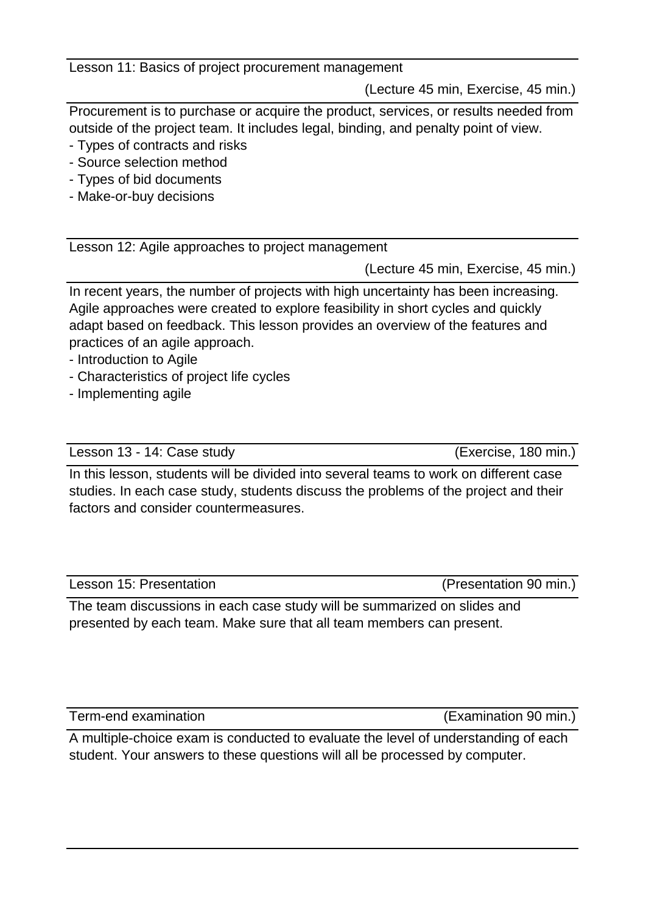Lesson 11: Basics of project procurement management

(Lecture 45 min, Exercise, 45 min.)

Procurement is to purchase or acquire the product, services, or results needed from outside of the project team. It includes legal, binding, and penalty point of view.

- Types of contracts and risks
- Source selection method
- Types of bid documents
- Make-or-buy decisions

Lesson 12: Agile approaches to project management

(Lecture 45 min, Exercise, 45 min.)

In recent years, the number of projects with high uncertainty has been increasing. Agile approaches were created to explore feasibility in short cycles and quickly adapt based on feedback. This lesson provides an overview of the features and practices of an agile approach.

- Introduction to Agile
- Characteristics of project life cycles
- Implementing agile

Lesson 13 - 14: Case study (Exercise, 180 min.)

In this lesson, students will be divided into several teams to work on different case studies. In each case study, students discuss the problems of the project and their factors and consider countermeasures.

Lesson 15: Presentation (Presentation 90 min.)

The team discussions in each case study will be summarized on slides and presented by each team. Make sure that all team members can present.

Term-end examination (Examination 90 min.)

A multiple-choice exam is conducted to evaluate the level of understanding of each student. Your answers to these questions will all be processed by computer.